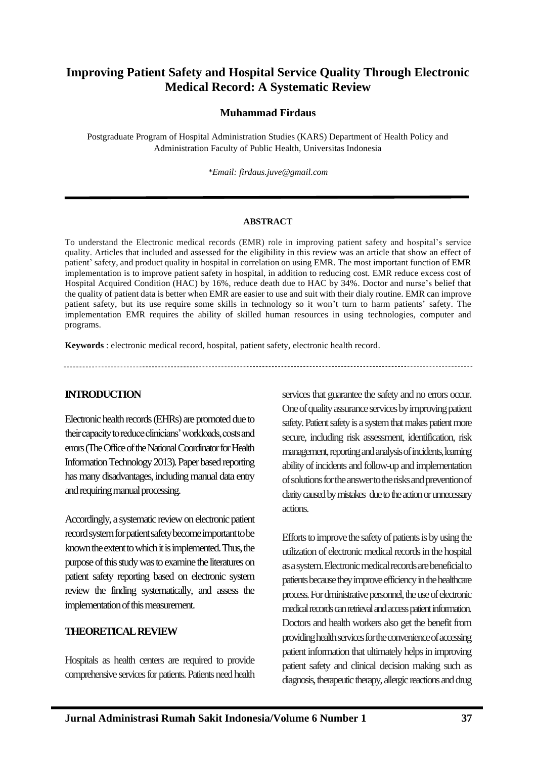# Improving Patient Safety and Hospital Service Quality Through Electronic Medical Record: A Systematic Review

**Muhammad Firdaus**

Postgraduate Program of Hospital Administration Studies (KARS) Department of Health Policy and Administration Faculty of Public Health, Universitas Indonesia

*\*Email: firdaus.juve@gmail.com*

**ABSTRACT**

To understand the Electronic medical records (EMR) role in improving patient safety and hospital's service quality. Articles that included and assessed for the eligibility in this review was an article that show an effect of patient' safety, and product quality in hospital in correlation on using EMR. The most important function of EMR implementation is to improve patient safety in hospital, in addition to reducing cost. EMR reduce excess cost of Hospital Acquired Condition (HAC) by 16%, reduce death due to HAC by 34%. Doctor and nurse's belief that the quality of patient data is better when EMR are easier to use and suit with their dialy routine. EMR can improve patient safety, but its use require some skills in technology so it won't turn to harm patients' safety. The implementation EMR requires the ability of skilled human resources in using technologies, computer and programs.

**Keywords** : electronic medical record, hospital, patient safety, electronic health record.

## INTRODUCTION

Electronic health records (EHRs) are promoted due to their capacity to reduce clinicians' workloads, costs and errors (The Office of the National Coordinator for Health Information Technology 2013). Paper based reporting has many disadvantages, including manual data entry and requiring manual processing.

Accordingly, a systematic review on electronic patient record system for patient safety become important to be known the extent to which it is implemented. Thus, the purpose of this study was to examine the literatures on patient safety reporting based on electronic system review the finding systematically, and assess the implementation of this measurement.

## THEORETICAL REVIEW

Hospitals as health centers are required to provide comprehensive services for patients. Patients need health services that guarantee the safety and no errors occur. One of quality assurance services by improving patient safety. Patient safety is a system that makes patient more secure, including risk assessment, identification, risk management, reporting and analysis of incidents, learning ability of incidents and follow-up and implementation of solutions for the answer to the risks and prevention of clarity caused by mistakes due to the action or unnecessary actions.

Efforts to improve the safety of patients is by using the utilization of electronic medical records in the hospital as a system. Electronic medical records are beneficial to patients because they improve efficiency in the healthcare process. For dministrative personnel, the use of electronic medical records can retrieval and access patient information. Doctors and health workers also get the benefit from providing health services for the convenience of accessing patient information that ultimately helps in improving patient safety and clinical decision making such as diagnosis, therapeutic therapy, allergic reactions and drug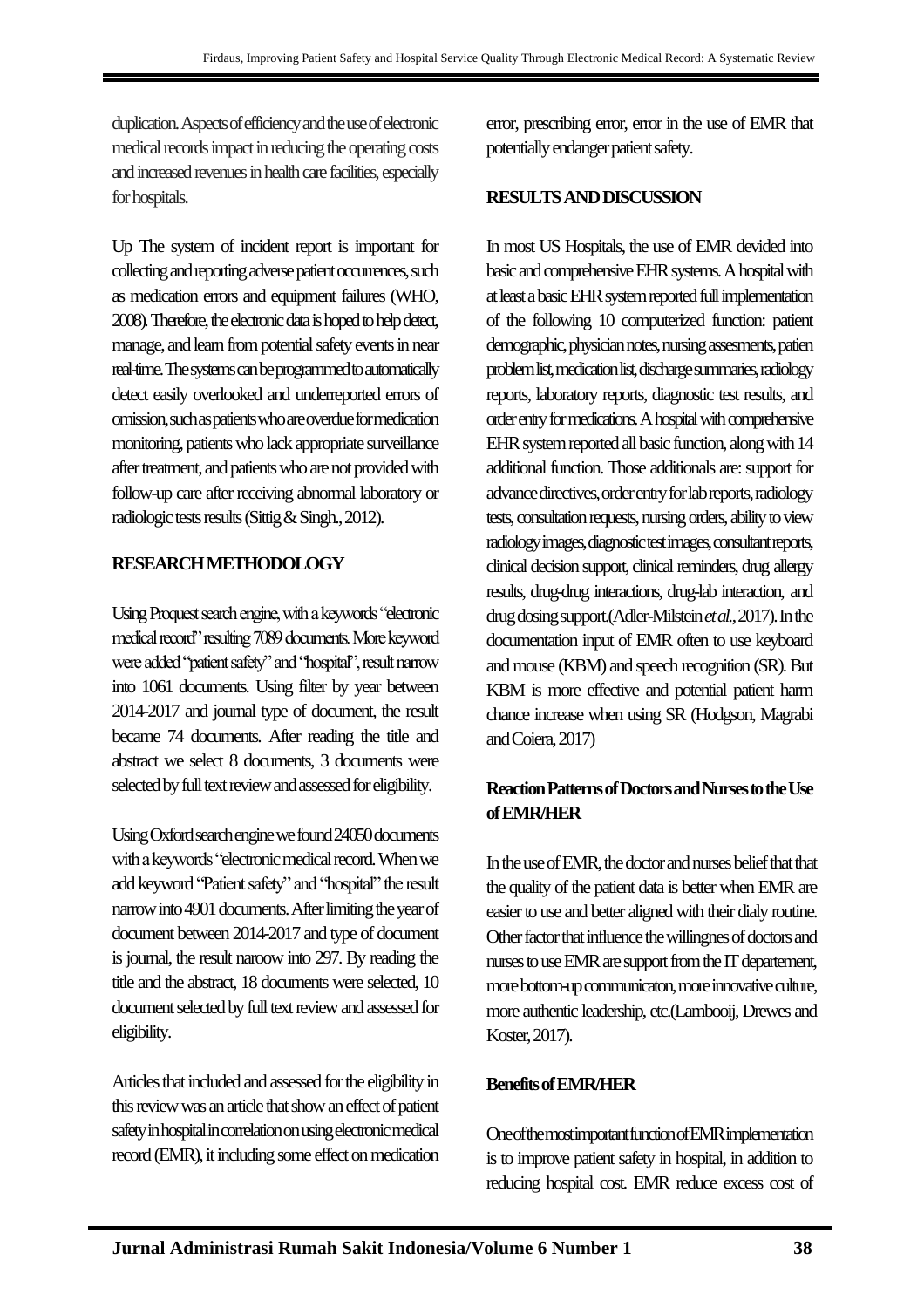duplication. Aspects of efficiency and the use of electronic medical records impact in reducing the operating costs and increased revenues in health care facilities, especially for hospitals.

Up The system of incident report is important for collecting and reporting adverse patient occurrences, such as medication errors and equipment failures (WHO, 2008). Therefore, the electronic data is hoped to help detect, manage, and learn from potential safety events in near real-time. The systems can be programmed to automatically detect easily overlooked and underreported errors of omission, such as patients who are overdue for medication monitoring, patients who lack appropriate surveillance after treatment, and patients who are not provided with follow-up care after receiving abnormal laboratory or radiologic tests results (Sittig & Singh., 2012).

## RESEARCH METHODOLOGY

Using Proquest search engine, with a keywords "electronic medical record" resulting 7089 documents. More keyword were added "patient safety" and "hospital", result narrow into 1061 documents. Using filter by year between 2014-2017 and journal type of document, the result became 74 documents. After reading the title and abstract we select 8 documents, 3 documents were selected by full text review and assessed for eligibility.

Using Oxford search engine we found 24050 documents with a keywords "electronic medical record. When we add keyword "Patient safety" and "hospital" the result narrow into 4901 documents. After limiting the year of document between 2014-2017 and type of document is journal, the result naroow into 297. By reading the title and the abstract, 18 documents were selected, 10 document selected by full text review and assessed for eligibility.

Articles that included and assessed for the eligibility in this review was an article that show an effect of patient safety in hospital in correlation on using electronic medical record (EMR), it including some effect on medication error, prescribing error, error in the use of EMR that potentially endanger patient safety.

## RESULTS AND DISCUSSION

In most US Hospitals, the use of EMR devided into basic and comprehensive EHR systems. A hospital with at least a basic EHR system reported full implementation of the following 10 computerized function: patient demographic, physician notes, nursing assesments, patien problem list, medication list, discharge summaries, radiology reports, laboratory reports, diagnostic test results, and order entry for medications. A hospital with comprehensive EHR system reported all basic function, along with 14 additional function. Those additionals are: support for advance directives, order entry for lab reports, radiology tests, consultation requests, nursing orders, ability to view radiology images, diagnostic test images, consultant reports, clinical decision support, clinical reminders, drug allergy results, drug-drug interactions, drug-lab interaction, and drug dosing support.(Adler-Milstein *et al.*, 2017). In the documentation input of EMR often to use keyboard and mouse (KBM) and speech recognition (SR). But KBM is more effective and potential patient harm chance increase when using SR (Hodgson, Magrabi and Coiera, 2017)

### Reaction Patterns of Doctors and Nurses to the Use of EMR/HER

In the use of EMR, the doctor and nurses belief that that the quality of the patient data is better when EMR are easier to use and better aligned with their dialy routine. Other factor that influence the willingnes of doctors and nurses to use EMR are support from the IT departement, more bottom-up communicaton, more innovative culture, more authentic leadership, etc.(Lambooij, Drewes and Koster, 2017).

### Benefits of EMR/HER

One of the most important function of EMR implementation is to improve patient safety in hospital, in addition to reducing hospital cost. EMR reduce excess cost of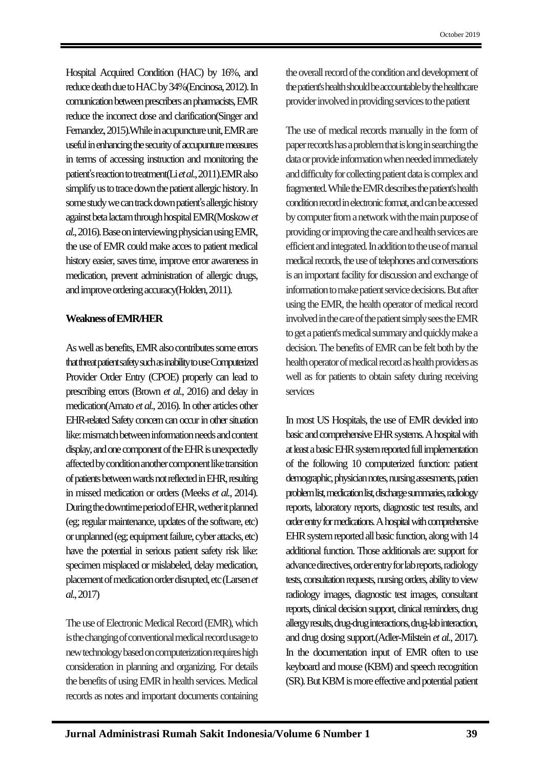Hospital Acquired Condition (HAC) by 16%, and reduce death due to HAC by 34%(Encinosa, 2012). In comunication between prescribers an pharmacists, EMR reduce the incorrect dose and clarification(Singer and Fernandez, 2015).While in acupuncture unit, EMR are useful in enhancing the security of accupunture measures in terms of accessing instruction and monitoring the patient's reaction to treatment(Li *et al.*, 2011).EMR also simplify us to trace down the patient allergic history. In some study we can track down patient's allergic history against beta lactam through hospital EMR(Moskow *et al.*, 2016). Base on interviewing physician using EMR, the use of EMR could make acces to patient medical history easier, saves time, improve error awareness in medication, prevent administration of allergic drugs, and improve ordering accuracy(Holden, 2011).

**Weakness of EMR/HER**

As well as benefits, EMR also contributes some errors that threat patient safety such as inability to use Computerized Provider Order Entry (CPOE) properly can lead to prescribing errors (Brown *et al.*, 2016) and delay in medication(Amato *et al.*, 2016). In other articles other EHR-related Safety concern can occur in other situation like: mismatch between information needs and content display, and one component of the EHR is unexpectedly affected by condition another component like transition of patients between wards not reflected in EHR, resulting in missed medication or orders (Meeks *et al.*, 2014). During the downtime period of EHR, wether it planned (eg; regular maintenance, updates of the software, etc) or unplanned (eg; equipment failure, cyber attacks, etc) have the potential in serious patient safety risk like: specimen misplaced or mislabeled, delay medication, placement of medication order disrupted, etc (Larsen *et al.*, 2017)

The use of Electronic Medical Record (EMR), which is the changing of conventional medical record usage to new technology based on computerization requires high consideration in planning and organizing. For details the benefits of using EMR in health services. Medical records as notes and important documents containing the overall record of the condition and development of the patient's health should be accountable by the healthcare provider involved in providing services to the patient

The use of medical records manually in the form of paper records has a problem that is long in searching the data or provide information when needed immediately and difficulty for collecting patient data is complex and fragmented. While the EMR describes the patient's health condition record in electronic format, and can be accessed by computer from a network with the main purpose of providing or improving the care and health services are efficient and integrated. In addition to the use of manual medical records, the use of telephones and conversations is an important facility for discussion and exchange of information to make patient service decisions. But after using the EMR, the health operator of medical record involved in the care of the patient simply sees the EMR to get a patient's medical summary and quickly make a decision. The benefits of EMR can be felt both by the health operator of medical record as health providers as well as for patients to obtain safety during receiving services

In most US Hospitals, the use of EMR devided into basic and comprehensive EHR systems. A hospital with at least a basic EHR system reported full implementation of the following 10 computerized function: patient demographic, physician notes, nursing assesments, patien problem list, medication list, discharge summaries, radiology reports, laboratory reports, diagnostic test results, and order entry for medications. A hospital with comprehensive EHR system reported all basic function, along with 14 additional function. Those additionals are: support for advance directives, order entry for lab reports, radiology tests, consultation requests, nursing orders, ability to view radiology images, diagnostic test images, consultant reports, clinical decision support, clinical reminders, drug allergy results, drug-drug interactions, drug-lab interaction, and drug dosing support.(Adler-Milstein *et al.*, 2017). In the documentation input of EMR often to use keyboard and mouse (KBM) and speech recognition (SR). But KBM is more effective and potential patient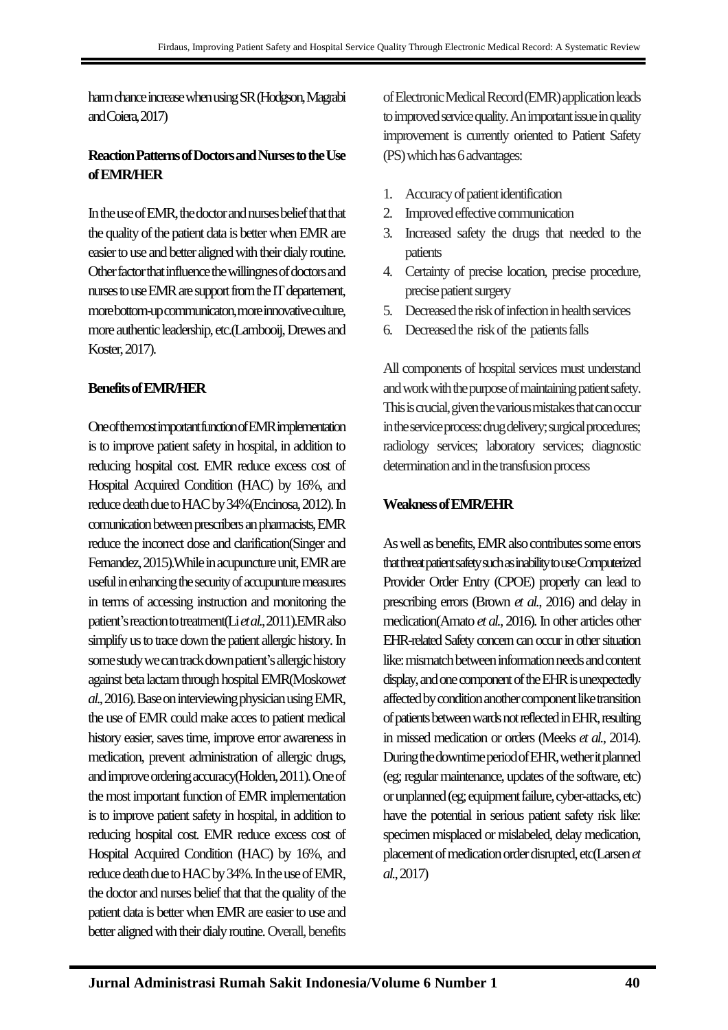harm chance increase when using SR (Hodgson, Magrabi and Coiera, 2017)

**Reaction Patterns of Doctors and Nurses to the Use of EMR/HER**

In the use of EMR, the doctor and nurses belief that that the quality of the patient data is better when EMR are easier to use and better aligned with their dialy routine. Other factor that influence the willingnes of doctors and nurses to use EMR are support from the IT departement, more bottom-up communicaton, more innovative culture, more authentic leadership, etc.(Lambooij, Drewes and Koster, 2017).

**Benefits of EMR/HER**

One of the most important function of EMR implementation is to improve patient safety in hospital, in addition to reducing hospital cost. EMR reduce excess cost of Hospital Acquired Condition (HAC) by 16%, and reduce death due to HAC by 34%(Encinosa, 2012). In comunication between prescribers an pharmacists, EMR reduce the incorrect dose and clarification(Singer and Fernandez, 2015).While in acupuncture unit, EMR are useful in enhancing the security of accupunture measures in terms of accessing instruction and monitoring the patient's reaction to treatment(Li *et al.*, 2011).EMR also simplify us to trace down the patient allergic history. In some study we can track down patient's allergic history against beta lactam through hospital EMR(Moskow*et al.*, 2016). Base on interviewing physician using EMR, the use of EMR could make acces to patient medical history easier, saves time, improve error awareness in medication, prevent administration of allergic drugs, and improve ordering accuracy(Holden, 2011). One of the most important function of EMR implementation is to improve patient safety in hospital, in addition to reducing hospital cost. EMR reduce excess cost of Hospital Acquired Condition (HAC) by 16%, and reduce death due to HAC by 34%. In the use of EMR, the doctor and nurses belief that that the quality of the patient data is better when EMR are easier to use and better aligned with their dialy routine. Overall, benefits of Electronic Medical Record (EMR) application leads to improved service quality. An important issue in quality improvement is currently oriented to Patient Safety (PS) which has 6 advantages:

1. Accuracy of patient identification
2. Improved effective communication
3. Increased safety the drugs that needed to the patients
4. Certainty of precise location, precise procedure, precise patient surgery
5. Decreased the risk of infection in health services
6. Decreased the risk of the patients falls

All components of hospital services must understand and work with the purpose of maintaining patient safety. This is crucial, given the various mistakes that can occur in the service process: drug delivery; surgical procedures; radiology services; laboratory services; diagnostic determination and in the transfusion process

**Weakness of EMR/EHR**

As well as benefits, EMR also contributes some errors that threat patient safety such as inability to use Computerized Provider Order Entry (CPOE) properly can lead to prescribing errors (Brown *et al.*, 2016) and delay in medication(Amato *et al.*, 2016). In other articles other EHR-related Safety concern can occur in other situation like: mismatch between information needs and content display, and one component of the EHR is unexpectedly affected by condition another component like transition of patients between wards not reflected in EHR, resulting in missed medication or orders (Meeks *et al.*, 2014). During the downtime period of EHR, wether it planned (eg; regular maintenance, updates of the software, etc) or unplanned (eg; equipment failure, cyber-attacks, etc) have the potential in serious patient safety risk like: specimen misplaced or mislabeled, delay medication, placement of medication order disrupted, etc(Larsen *et al.*, 2017)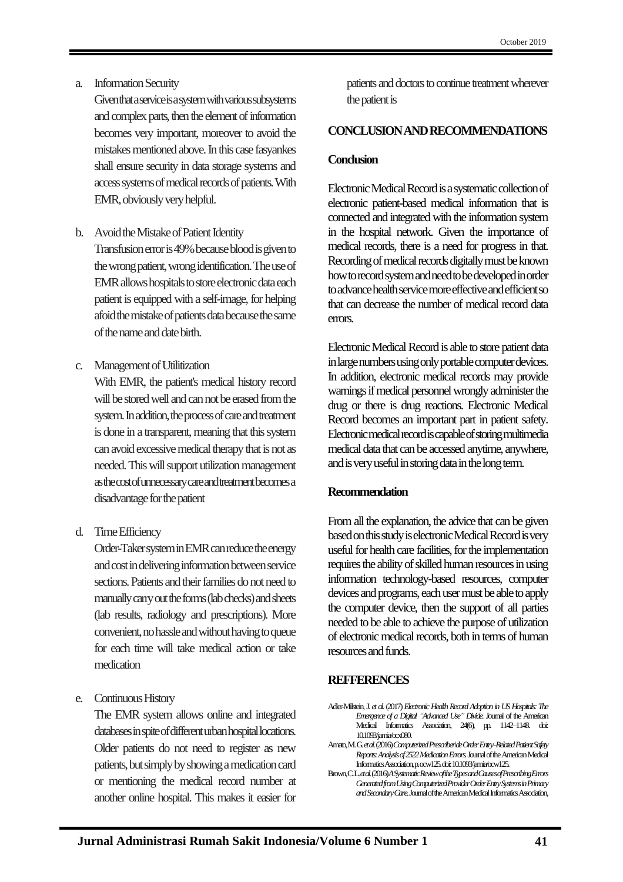a. Information Security

Given that a service is a system with various subsystems and complex parts, then the element of information becomes very important, moreover to avoid the mistakes mentioned above. In this case fasyankes shall ensure security in data storage systems and access systems of medical records of patients. With EMR, obviously very helpful.

b. Avoid the Mistake of Patient Identity

Transfusion error is 49% because blood is given to the wrong patient, wrong identification. The use of EMR allows hospitals to store electronic data each patient is equipped with a self-image, for helping afoid the mistake of patients data because the same of the name and date birth.

c. Management of Utilitization

With EMR, the patient's medical history record will be stored well and can not be erased from the system. In addition, the process of care and treatment is done in a transparent, meaning that this system can avoid excessive medical therapy that is not as needed. This will support utilization management as the cost of unnecessary care and treatment becomes a disadvantage for the patient

d. Time Efficiency

Order-Taker system in EMR can reduce the energy and cost in delivering information between service sections. Patients and their families do not need to manually carry out the forms (lab checks) and sheets (lab results, radiology and prescriptions). More convenient, no hassle and without having to queue for each time will take medical action or take medication

e. Continuous History

The EMR system allows online and integrated databases in spite of different urban hospital locations. Older patients do not need to register as new patients, but simply by showing a medication card or mentioning the medical record number at another online hospital. This makes it easier for patients and doctors to continue treatment wherever the patient is

## CONCLUSION AND RECOMMENDATIONS

### Conclusion

Electronic Medical Record is a systematic collection of electronic patient-based medical information that is connected and integrated with the information system in the hospital network. Given the importance of medical records, there is a need for progress in that. Recording of medical records digitally must be known how to record system and need to be developed in order to advance health service more effective and efficient so that can decrease the number of medical record data errors.

Electronic Medical Record is able to store patient data in large numbers using only portable computer devices. In addition, electronic medical records may provide warnings if medical personnel wrongly administer the drug or there is drug reactions. Electronic Medical Record becomes an important part in patient safety. Electronic medical record is capable of storing multimedia medical data that can be accessed anytime, anywhere, and is very useful in storing data in the long term.

### Recommendation

From all the explanation, the advice that can be given based on this study is electronic Medical Record is very useful for health care facilities, for the implementation requires the ability of skilled human resources in using information technology-based resources, computer devices and programs, each user must be able to apply the computer device, then the support of all parties needed to be able to achieve the purpose of utilization of electronic medical records, both in terms of human resources and funds.

## REFFERENCES

Adler-Milstein, J. *et al.* (2017) *Electronic Health Record Adoption in US Hospitals: The Emergence of a Digital "Advanced Use" Divide.* Journal of the American Medical Informatics Association, 24(6), pp. 1142–1148. doi: 10.1093/jamia/ocx080.

Amato, M. G. *et al.* (2016) *Computerized Prescriber\de Order Entry–Related Patient Safety Reports: Analysis of 2522 Medication Errors.* Journal of the American Medical Informatics Association, p. ocw125. doi: 10.1093/jamia/ocw125.

Brown, C. L. *et al.* (2016) *A Systematic Review of the Types and Causes of Prescribing Errors Generated from Using Computerized Provider Order Entry Systems in Primary and Secondary Care.* Journal of the American Medical Informatics Association,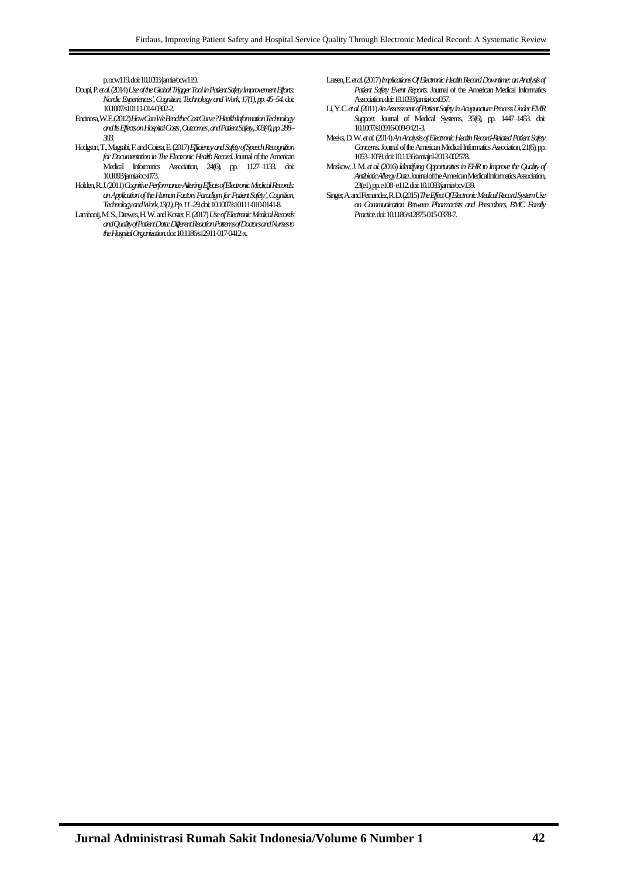p.ocw119. doi: 10.1093/jamia/ocw119.

Doupi, P. *et al.* (2014) *Use of the Global Trigger Tool in Patient Safety Improvement Efforts: Nordic Experiences', Cognition, Technology and Work, 17(1), pp. 45–54.* doi: 10.1007/s10111-014-0302-2.

Encinosa, W. E. (2012) *How Can We Bend the Cost Curve ? Health Information Technology and Its Effects on Hospital Costs , Outcomes , and Patient Safety, 303(4), pp. 288–303.*

Hodgson, T., Magrabi, F. and Coiera, E. (2017) *Efficiency and Safety of Speech Recognition for Documentation in The Electronic Health Record.* Journal of the American Medical Informatics Association, 24(6), pp. 1127–1133. doi: 10.1093/jamia/ocx073.

Holden, R. J. (2011) *Cognitive Performance-Altering Effects of Electronic Medical Records: an Application of the Human Factors Paradigm for Patient Safety', Cognition, Technology and Work, 13(1), Pp. 11–29.* doi: 10.1007/s10111-010-0141-8.

Lambooij, M. S., Drewes, H. W. and Koster, F. (2017) *Use of Electronic Medical Records and Quality of Patient Data: Different Reaction Patterns of Doctors and Nurses to the Hospital Organization.* doi: 10.1186/s12911-017-0412-x.

Larsen, E. *et al.* (2017) *Implications Of Electronic Health Record Downtime: an Analysis of Patient Safety Event Reports.* Journal of the American Medical Informatics Association. doi: 10.1093/jamia/ocx057.

Li, Y. C. *et al.* (2011) *An Assessment of Patient Safety in Acupuncture Process Under EMR Support.* Journal of Medical Systems, 35(6), pp. 1447–1453. doi: 10.1007/s10916-009-9421-3.

Meeks, D. W. *et al.* (2014) *An Analysis of Electronic Health Record-Related Patient Safety Concerns.* Journal of the American Medical Informatics Association, 21(6), pp. 1053–1059. doi: 10.1136/amiajnl-2013-002578.

Moskow, J. M. *et al.* (2016) *Identifying Opportunities in EHR to Improve the Quality of Antibiotic Allergy Data.* Journal of the American Medical Informatics Association, 23(e1), pp. e108–e112. doi: 10.1093/jamia/ocv139.

Singer, A. and Fernandez, R. D. (2015) *The Effect Of Electronic Medical Record System Use on Communication Between Pharmacists and Prescribers, BMC Family Practice.* doi: 10.1186/s12875-015-0378-7.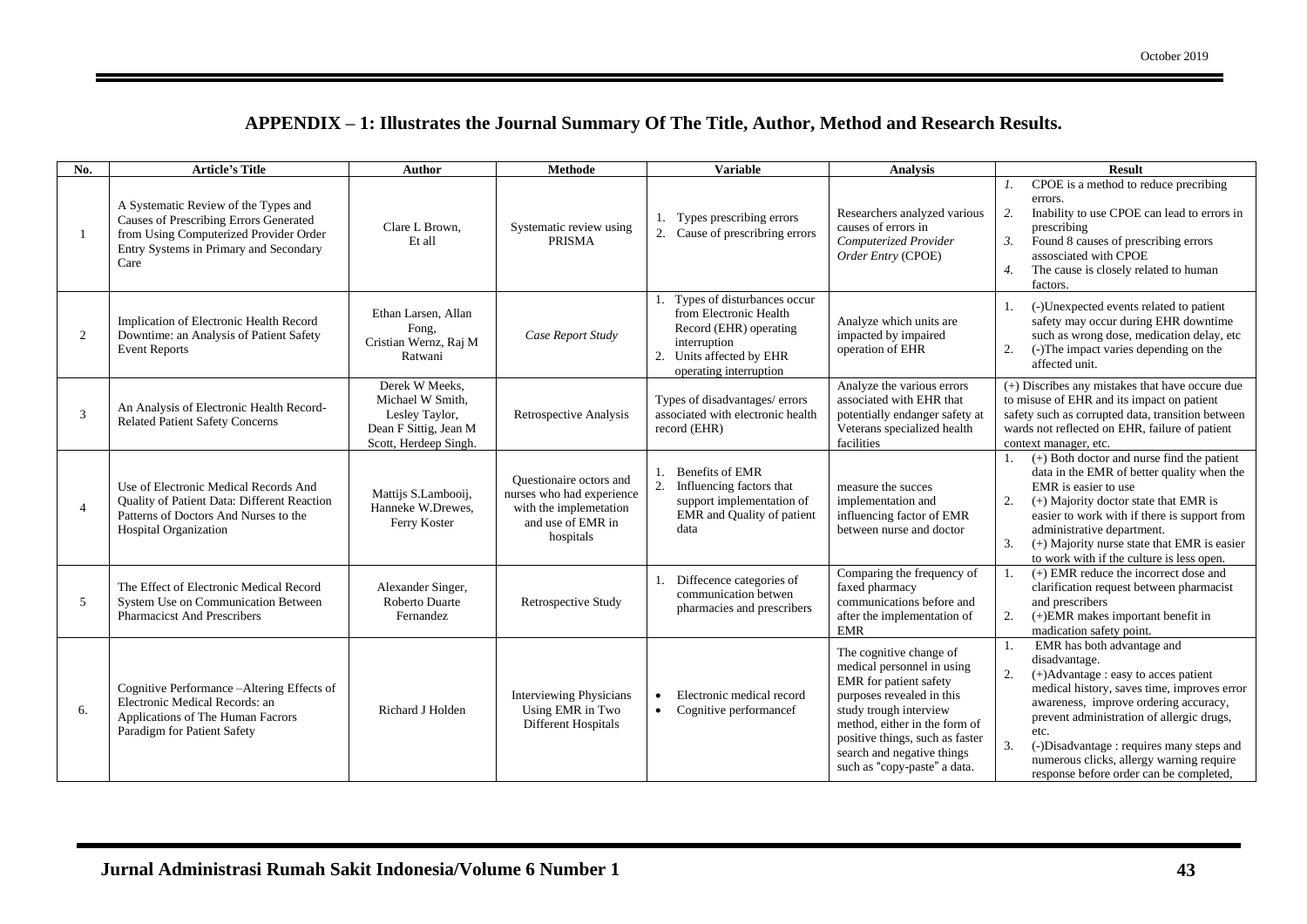## APPENDIX – 1: Illustrates the Journal Summary Of The Title, Author, Method and Research Results.

| No. | Article's Title | Author | Methode | Variable | Analysis | Result |
|---|---|---|---|---|---|---|
| 1 | A Systematic Review of the Types and Causes of Prescribing Errors Generated from Using Computerized Provider Order Entry Systems in Primary and Secondary Care | Clare L Brown, Et all | Systematic review using PRISMA | 1. Types prescribing errors<br>2. Cause of prescribring errors | Researchers analyzed various causes of errors in *Computerized Provider Order Entry* (CPOE) | *1.* CPOE is a method to reduce precribing errors.<br>*2.* Inability to use CPOE can lead to errors in prescribing<br>*3.* Found 8 causes of prescribing errors assosciated with CPOE<br>*4.* The cause is closely related to human factors. |
| 2 | Implication of Electronic Health Record Downtime: an Analysis of Patient Safety Event Reports | Ethan Larsen, Allan Fong, Cristian Wernz, Raj M Ratwani | *Case Report Study* | 1. Types of disturbances occur from Electronic Health Record (EHR) operating interruption<br>2. Units affected by EHR operating interruption | Analyze which units are impacted by impaired operation of EHR | 1. (-)Unexpected events related to patient safety may occur during EHR downtime such as wrong dose, medication delay, etc<br>2. (-)The impact varies depending on the affected unit. |
| 3 | An Analysis of Electronic Health Record-Related Patient Safety Concerns | Derek W Meeks, Michael W Smith, Lesley Taylor, Dean F Sittig, Jean M Scott, Herdeep Singh. | Retrospective Analysis | Types of disadvantages/ errors associated with electronic health record (EHR) | Analyze the various errors associated with EHR that potentially endanger safety at Veterans specialized health facilities | (+) Discribes any mistakes that have occure due to misuse of EHR and its impact on patient safety such as corrupted data, transition between wards not reflected on EHR, failure of patient context manager, etc. |
| 4 | Use of Electronic Medical Records And Quality of Patient Data: Different Reaction Patterns of Doctors And Nurses to the Hospital Organization | Mattijs S.Lambooij, Hanneke W.Drewes, Ferry Koster | Questionaire octors and nurses who had experience with the implemetation and use of EMR in hospitals | 1. Benefits of EMR<br>2. Influencing factors that support implementation of EMR and Quality of patient data | measure the succes implementation and influencing factor of EMR between nurse and doctor | 1. (+) Both doctor and nurse find the patient data in the EMR of better quality when the EMR is easier to use<br>2. (+) Majority doctor state that EMR is easier to work with if there is support from administrative department.<br>3. (+) Majority nurse state that EMR is easier to work with if the culture is less open. |
| 5 | The Effect of Electronic Medical Record System Use on Communication Between Pharmacicst And Prescribers | Alexander Singer, Roberto Duarte Fernandez | Retrospective Study | 1. Diffecence categories of communication betwen pharmacies and prescribers | Comparing the frequency of faxed pharmacy communications before and after the implementation of EMR | 1. (+) EMR reduce the incorrect dose and clarification request between pharmacist and prescribers<br>2. (+)EMR makes important benefit in madication safety point. |
| 6. | Cognitive Performance –Altering Effects of Electronic Medical Records: an Applications of The Human Facrors Paradigm for Patient Safety | Richard J Holden | Interviewing Physicians Using EMR in Two Different Hospitals | • Electronic medical record<br>• Cognitive performancef | The cognitive change of medical personnel in using EMR for patient safety purposes revealed in this study trough interview method, either in the form of positive things, such as faster search and negative things such as "copy-paste" a data. | 1. EMR has both advantage and disadvantage.<br>2. (+)Advantage : easy to acces patient medical history, saves time, improves error awareness, improve ordering accuracy, prevent administration of allergic drugs, etc.<br>3. (-)Disadvantage : requires many steps and numerous clicks, allergy warning require response before order can be completed, |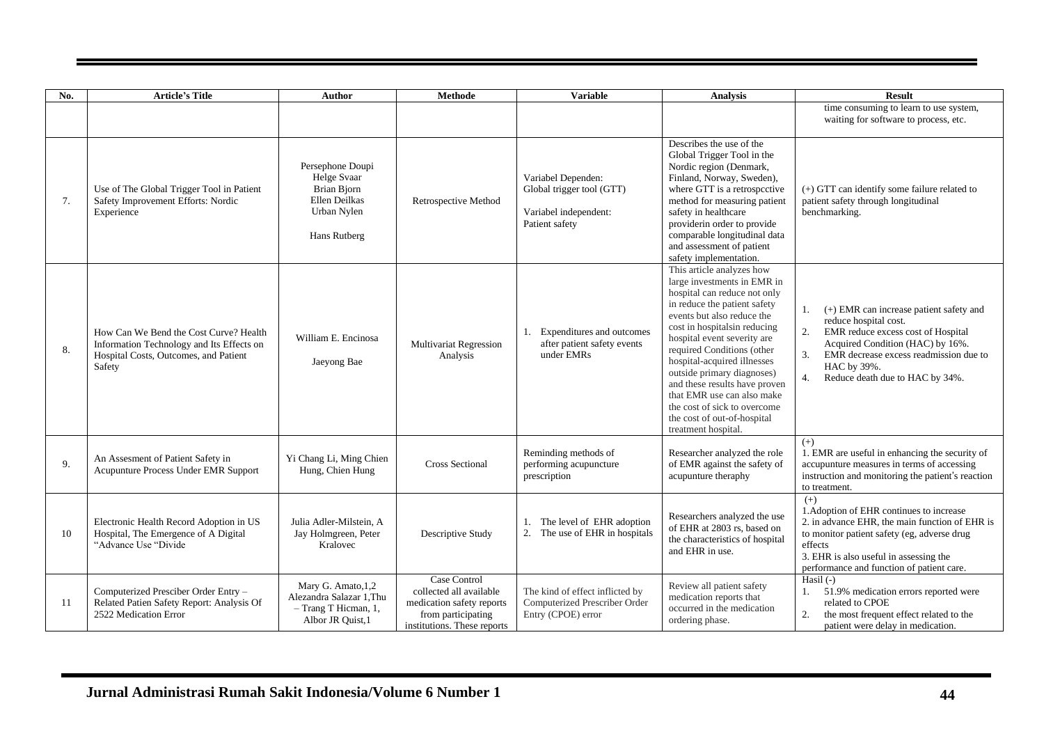| No. | Article's Title | Author | Methode | Variable | Analysis | Result |
|---|---|---|---|---|---|---|
| | | | | | | time consuming to learn to use system, waiting for software to process, etc. |
| 7. | Use of The Global Trigger Tool in Patient Safety Improvement Efforts: Nordic Experience | Persephone Doupi Helge Svaar Brian Bjorn Ellen Deilkas Urban Nylen Hans Rutberg | Retrospective Method | Variabel Dependen: Global trigger tool (GTT) Variabel independent: Patient safety | Describes the use of the Global Trigger Tool in the Nordic region (Denmark, Finland, Norway, Sweden), where GTT is a retrospcctive method for measuring patient safety in healthcare providerin order to provide comparable longitudinal data and assessment of patient safety implementation. | (+) GTT can identify some failure related to patient safety through longitudinal benchmarking. |
| 8. | How Can We Bend the Cost Curve? Health Information Technology and Its Effects on Hospital Costs, Outcomes, and Patient Safety | William E. Encinosa Jaeyong Bae | Multivariat Regression Analysis | 1. Expenditures and outcomes after patient safety events under EMRs | This article analyzes how large investments in EMR in hospital can reduce not only in reduce the patient safety events but also reduce the cost in hospitalsin reducing hospital event severity are required Conditions (other hospital-acquired illnesses outside primary diagnoses) and these results have proven that EMR use can also make the cost of sick to overcome the cost of out-of-hospital treatment hospital. | 1. (+) EMR can increase patient safety and reduce hospital cost. 2. EMR reduce excess cost of Hospital Acquired Condition (HAC) by 16%. 3. EMR decrease excess readmission due to HAC by 39%. 4. Reduce death due to HAC by 34%. |
| 9. | An Assesment of Patient Safety in Acupunture Process Under EMR Support | Yi Chang Li, Ming Chien Hung, Chien Hung | Cross Sectional | Reminding methods of performing acupuncture prescription | Researcher analyzed the role of EMR against the safety of acupunture theraphy | (+) 1. EMR are useful in enhancing the security of accupunture measures in terms of accessing instruction and monitoring the patient's reaction to treatment. |
| 10 | Electronic Health Record Adoption in US Hospital, The Emergence of A Digital "Advance Use "Divide | Julia Adler-Milstein, A Jay Holmgreen, Peter Kralovec | Descriptive Study | 1. The level of EHR adoption 2. The use of EHR in hospitals | Researchers analyzed the use of EHR at 2803 rs, based on the characteristics of hospital and EHR in use. | (+) 1.Adoption of EHR continues to increase 2. in advance EHR, the main function of EHR is to monitor patient safety (eg, adverse drug effects 3. EHR is also useful in assessing the performance and function of patient care. |
| 11 | Computerized Presciber Order Entry – Related Patien Safety Report: Analysis Of 2522 Medication Error | Mary G. Amato,1,2 Alezandra Salazar 1,Thu – Trang T Hicman, 1, Albor JR Quist,1 | Case Control collected all available medication safety reports from participating institutions. These reports | The kind of effect inflicted by Computerized Prescriber Order Entry (CPOE) error | Review all patient safety medication reports that occurred in the medication ordering phase. | Hasil (-) 1. 51.9% medication errors reported were related to CPOE 2. the most frequent effect related to the patient were delay in medication. |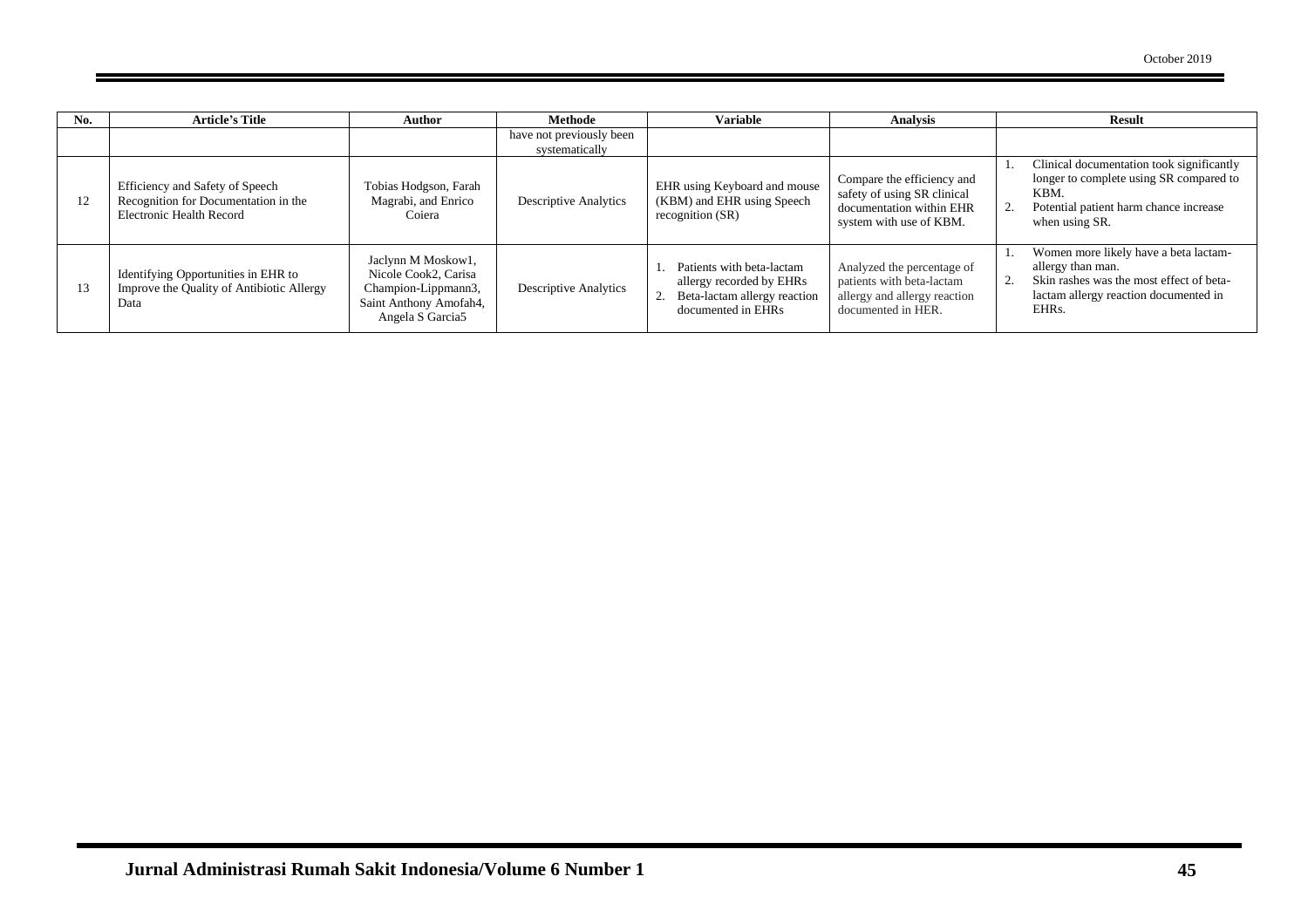| No. | Article's Title | Author | Methode | Variable | Analysis | Result |
|---|---|---|---|---|---|---|
| | | | have not previously been systematically | | | |
| 12 | Efficiency and Safety of Speech Recognition for Documentation in the Electronic Health Record | Tobias Hodgson, Farah Magrabi, and Enrico Coiera | Descriptive Analytics | EHR using Keyboard and mouse (KBM) and EHR using Speech recognition (SR) | Compare the efficiency and safety of using SR clinical documentation within EHR system with use of KBM. | 1. Clinical documentation took significantly longer to complete using SR compared to KBM. 2. Potential patient harm chance increase when using SR. |
| 13 | Identifying Opportunities in EHR to Improve the Quality of Antibiotic Allergy Data | Jaclynn M Moskow1, Nicole Cook2, Carisa Champion-Lippmann3, Saint Anthony Amofah4, Angela S Garcia5 | Descriptive Analytics | 1. Patients with beta-lactam allergy recorded by EHRs 2. Beta-lactam allergy reaction documented in EHRs | Analyzed the percentage of patients with beta-lactam allergy and allergy reaction documented in HER. | 1. Women more likely have a beta lactam-allergy than man. 2. Skin rashes was the most effect of beta-lactam allergy reaction documented in EHRs. |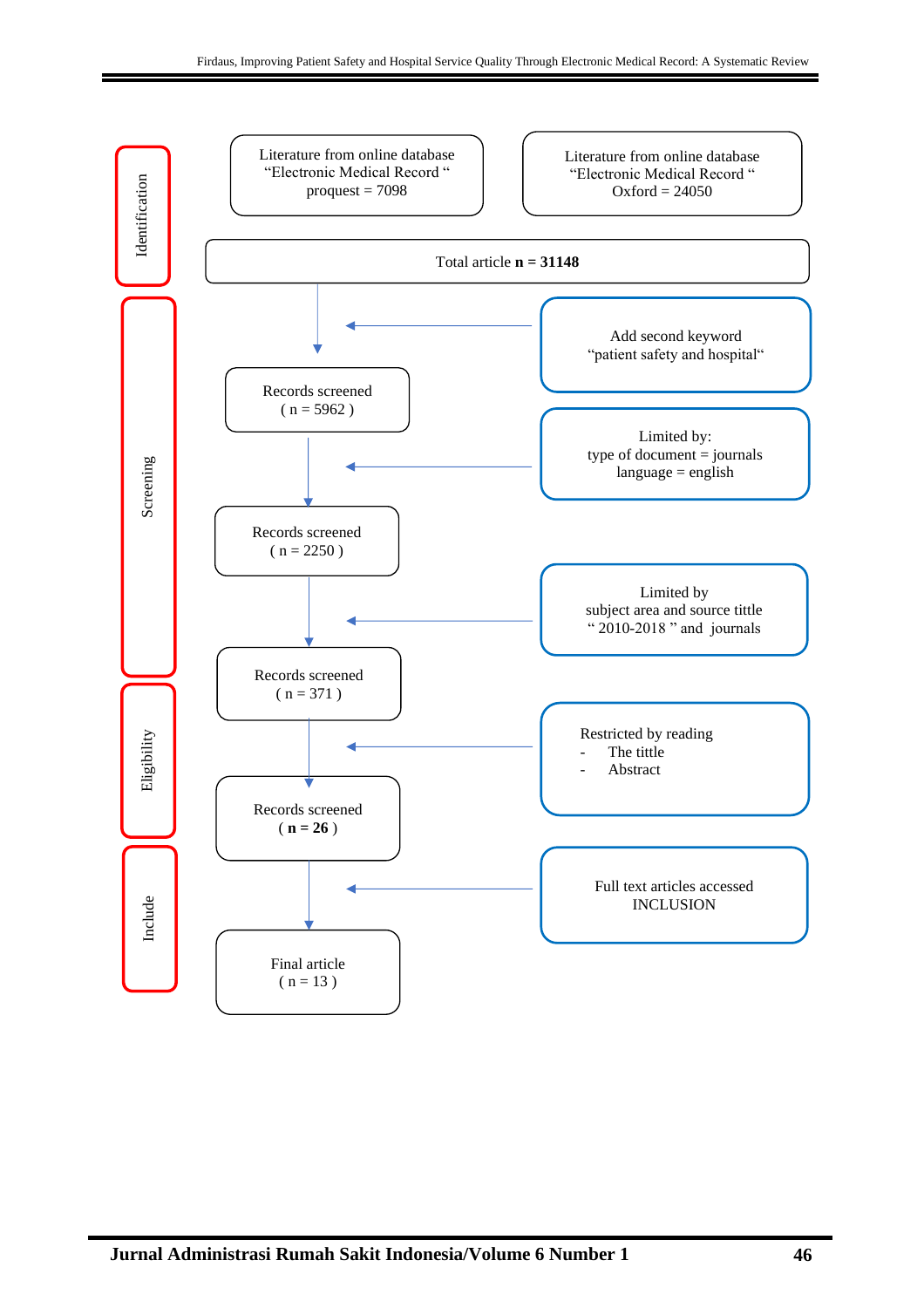Identification

Literature from online database
"Electronic Medical Record "
proquest = 7098

Literature from online database
"Electronic Medical Record "
Oxford = 24050

Total article **n = 31148**

Screening

Add second keyword
"patient safety and hospital"

Records screened
( n = 5962 )

Limited by:
type of document = journals
language = english

Records screened
( n = 2250 )

Limited by
subject area and source tittle
" 2010-2018 " and journals

Records screened
( n = 371 )

Eligibility

Restricted by reading
- The tittle
- Abstract

Records screened
( **n = 26** )

Include

Full text articles accessed
INCLUSION

Final article
( n = 13 )